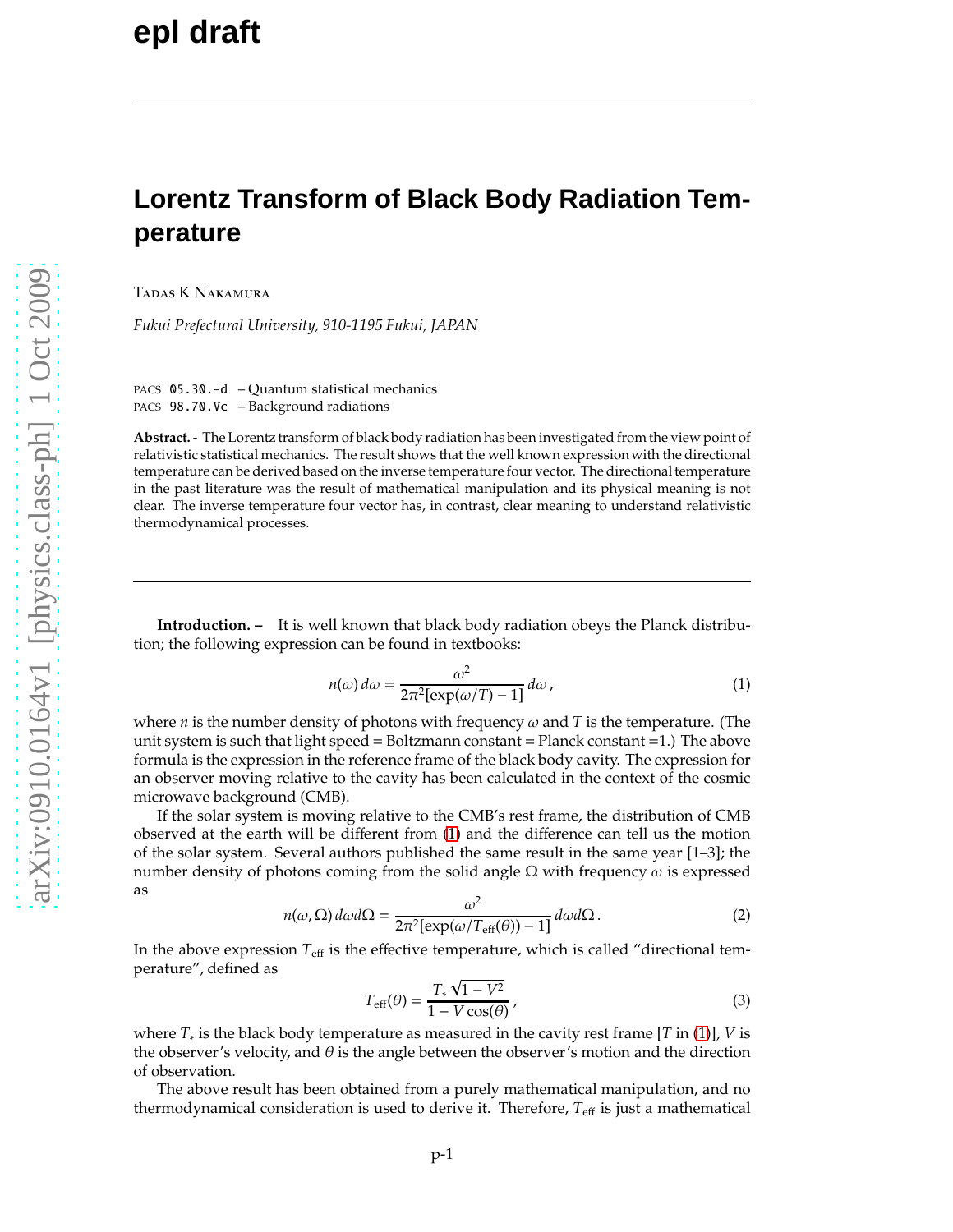epl draft

# Lorentz Transform of Black Body Radiation Temperature

Tadas K Nakamura

*Fukui Prefectural University, 910-1195 Fukui, JAPAN*

PACS 05.30.-d – Quantum statistical mechanics
PACS 98.70.Vc – Background radiations

**Abstract.** - The Lorentz transform of black body radiation has been investigated from the view point of relativistic statistical mechanics. The result shows that the well known expression with the directional temperature can be derived based on the inverse temperature four vector. The directional temperature in the past literature was the result of mathematical manipulation and its physical meaning is not clear. The inverse temperature four vector has, in contrast, clear meaning to understand relativistic thermodynamical processes.

**Introduction. –** It is well known that black body radiation obeys the Planck distribution; the following expression can be found in textbooks:

$$n(\omega)\, d\omega = \frac{\omega^2}{2\pi^2[\exp(\omega/T) - 1]}\, d\omega\,, \tag{1}$$

where $n$ is the number density of photons with frequency $\omega$ and $T$ is the temperature. (The unit system is such that light speed = Boltzmann constant = Planck constant =1.) The above formula is the expression in the reference frame of the black body cavity. The expression for an observer moving relative to the cavity has been calculated in the context of the cosmic microwave background (CMB).

If the solar system is moving relative to the CMB's rest frame, the distribution of CMB observed at the earth will be different from (1) and the difference can tell us the motion of the solar system. Several authors published the same result in the same year [1–3]; the number density of photons coming from the solid angle $\Omega$ with frequency $\omega$ is expressed as

$$n(\omega, \Omega)\, d\omega d\Omega = \frac{\omega^2}{2\pi^2[\exp(\omega/T_{\rm eff}(\theta)) - 1]}\, d\omega d\Omega\,. \tag{2}$$

In the above expression $T_{\rm eff}$ is the effective temperature, which is called "directional temperature", defined as

$$T_{\rm eff}(\theta) = \frac{T_*\sqrt{1 - V^2}}{1 - V\cos(\theta)}\,, \tag{3}$$

where $T_*$ is the black body temperature as measured in the cavity rest frame [$T$ in (1)], $V$ is the observer's velocity, and $\theta$ is the angle between the observer's motion and the direction of observation.

The above result has been obtained from a purely mathematical manipulation, and no thermodynamical consideration is used to derive it. Therefore, $T_{\rm eff}$ is just a mathematical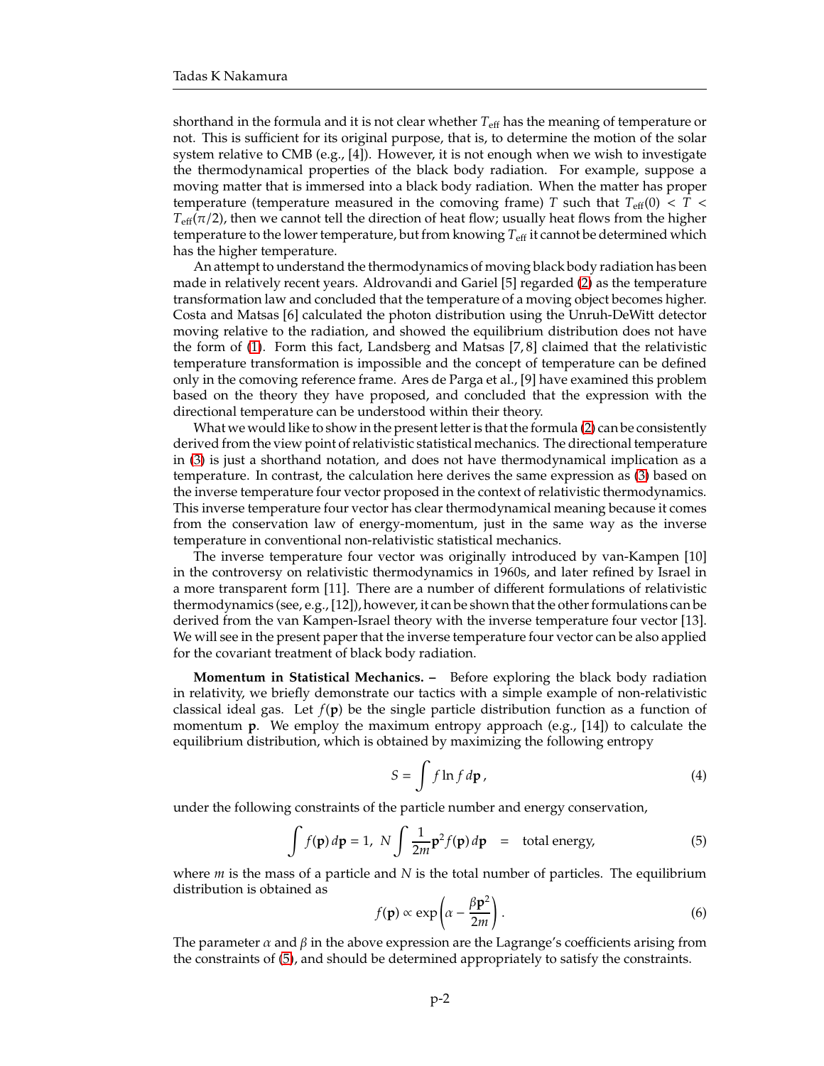shorthand in the formula and it is not clear whether $T_{\rm eff}$ has the meaning of temperature or not. This is sufficient for its original purpose, that is, to determine the motion of the solar system relative to CMB (e.g., [4]). However, it is not enough when we wish to investigate the thermodynamical properties of the black body radiation. For example, suppose a moving matter that is immersed into a black body radiation. When the matter has proper temperature (temperature measured in the comoving frame) $T$ such that $T_{\rm eff}(0) < T < T_{\rm eff}(\pi/2)$, then we cannot tell the direction of heat flow; usually heat flows from the higher temperature to the lower temperature, but from knowing $T_{\rm eff}$ it cannot be determined which has the higher temperature.

An attempt to understand the thermodynamics of moving black body radiation has been made in relatively recent years. Aldrovandi and Gariel [5] regarded (2) as the temperature transformation law and concluded that the temperature of a moving object becomes higher. Costa and Matsas [6] calculated the photon distribution using the Unruh-DeWitt detector moving relative to the radiation, and showed the equilibrium distribution does not have the form of (1). Form this fact, Landsberg and Matsas [7, 8] claimed that the relativistic temperature transformation is impossible and the concept of temperature can be defined only in the comoving reference frame. Ares de Parga et al., [9] have examined this problem based on the theory they have proposed, and concluded that the expression with the directional temperature can be understood within their theory.

What we would like to show in the present letter is that the formula (2) can be consistently derived from the view point of relativistic statistical mechanics. The directional temperature in (3) is just a shorthand notation, and does not have thermodynamical implication as a temperature. In contrast, the calculation here derives the same expression as (3) based on the inverse temperature four vector proposed in the context of relativistic thermodynamics. This inverse temperature four vector has clear thermodynamical meaning because it comes from the conservation law of energy-momentum, just in the same way as the inverse temperature in conventional non-relativistic statistical mechanics.

The inverse temperature four vector was originally introduced by van-Kampen [10] in the controversy on relativistic thermodynamics in 1960s, and later refined by Israel in a more transparent form [11]. There are a number of different formulations of relativistic thermodynamics (see, e.g., [12]), however, it can be shown that the other formulations can be derived from the van Kampen-Israel theory with the inverse temperature four vector [13]. We will see in the present paper that the inverse temperature four vector can be also applied for the covariant treatment of black body radiation.

**Momentum in Statistical Mechanics. –** Before exploring the black body radiation in relativity, we briefly demonstrate our tactics with a simple example of non-relativistic classical ideal gas. Let $f(\mathbf{p})$ be the single particle distribution function as a function of momentum $\mathbf{p}$. We employ the maximum entropy approach (e.g., [14]) to calculate the equilibrium distribution, which is obtained by maximizing the following entropy

$$S = \int f \ln f \, d\mathbf{p}\,, \tag{4}$$

under the following constraints of the particle number and energy conservation,

$$\int f(\mathbf{p})\, d\mathbf{p} = 1,\;\; N \int \frac{1}{2m}\mathbf{p}^2 f(\mathbf{p})\, d\mathbf{p} \quad = \quad \text{total energy}, \tag{5}$$

where $m$ is the mass of a particle and $N$ is the total number of particles. The equilibrium distribution is obtained as

$$f(\mathbf{p}) \propto \exp\left(\alpha - \frac{\beta \mathbf{p}^2}{2m}\right). \tag{6}$$

The parameter $\alpha$ and $\beta$ in the above expression are the Lagrange's coefficients arising from the constraints of (5), and should be determined appropriately to satisfy the constraints.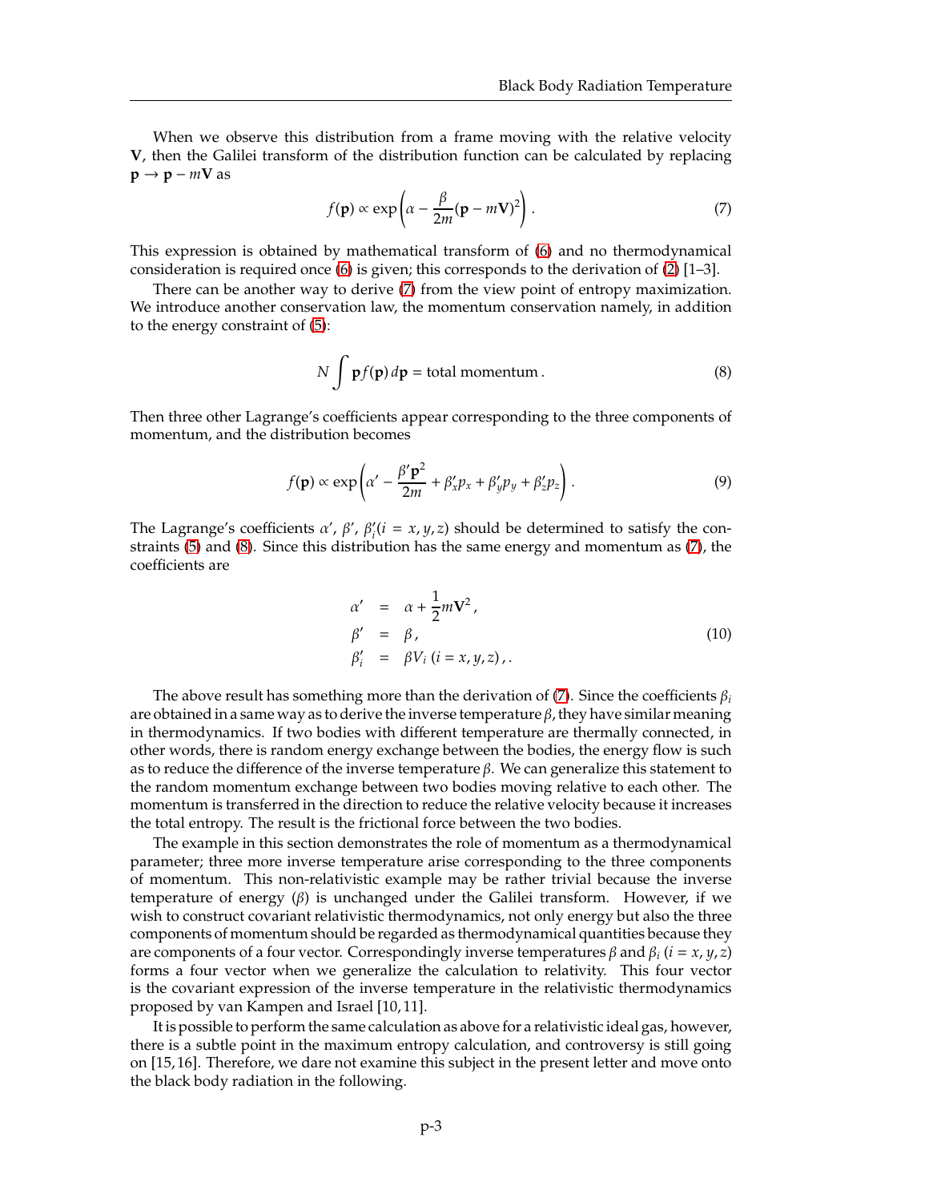When we observe this distribution from a frame moving with the relative velocity $\mathbf{V}$, then the Galilei transform of the distribution function can be calculated by replacing $\mathbf{p} \to \mathbf{p} - m\mathbf{V}$ as

$$f(\mathbf{p}) \propto \exp\left(\alpha - \frac{\beta}{2m}(\mathbf{p} - m\mathbf{V})^2\right). \tag{7}$$

This expression is obtained by mathematical transform of (6) and no thermodynamical consideration is required once (6) is given; this corresponds to the derivation of (2) [1–3].

There can be another way to derive (7) from the view point of entropy maximization. We introduce another conservation law, the momentum conservation namely, in addition to the energy constraint of (5):

$$N \int \mathbf{p} f(\mathbf{p})\, d\mathbf{p} = \text{total momentum}\,. \tag{8}$$

Then three other Lagrange's coefficients appear corresponding to the three components of momentum, and the distribution becomes

$$f(\mathbf{p}) \propto \exp\left(\alpha' - \frac{\beta' \mathbf{p}^2}{2m} + \beta'_x p_x + \beta'_y p_y + \beta'_z p_z\right). \tag{9}$$

The Lagrange's coefficients $\alpha'$, $\beta'$, $\beta'_i (i = x, y, z)$ should be determined to satisfy the constraints (5) and (8). Since this distribution has the same energy and momentum as (7), the coefficients are

$$\begin{aligned} \alpha' &= \alpha + \frac{1}{2} m\mathbf{V}^2\,, \\ \beta' &= \beta\,, \\ \beta'_i &= \beta V_i\ (i = x, y, z)\,,. \end{aligned} \tag{10}$$

The above result has something more than the derivation of (7). Since the coefficients $\beta_i$ are obtained in a same way as to derive the inverse temperature $\beta$, they have similar meaning in thermodynamics. If two bodies with different temperature are thermally connected, in other words, there is random energy exchange between the bodies, the energy flow is such as to reduce the difference of the inverse temperature $\beta$. We can generalize this statement to the random momentum exchange between two bodies moving relative to each other. The momentum is transferred in the direction to reduce the relative velocity because it increases the total entropy. The result is the frictional force between the two bodies.

The example in this section demonstrates the role of momentum as a thermodynamical parameter; three more inverse temperature arise corresponding to the three components of momentum. This non-relativistic example may be rather trivial because the inverse temperature of energy ($\beta$) is unchanged under the Galilei transform. However, if we wish to construct covariant relativistic thermodynamics, not only energy but also the three components of momentum should be regarded as thermodynamical quantities because they are components of a four vector. Correspondingly inverse temperatures $\beta$ and $\beta_i$ ($i = x, y, z$) forms a four vector when we generalize the calculation to relativity. This four vector is the covariant expression of the inverse temperature in the relativistic thermodynamics proposed by van Kampen and Israel [10, 11].

It is possible to perform the same calculation as above for a relativistic ideal gas, however, there is a subtle point in the maximum entropy calculation, and controversy is still going on [15, 16]. Therefore, we dare not examine this subject in the present letter and move onto the black body radiation in the following.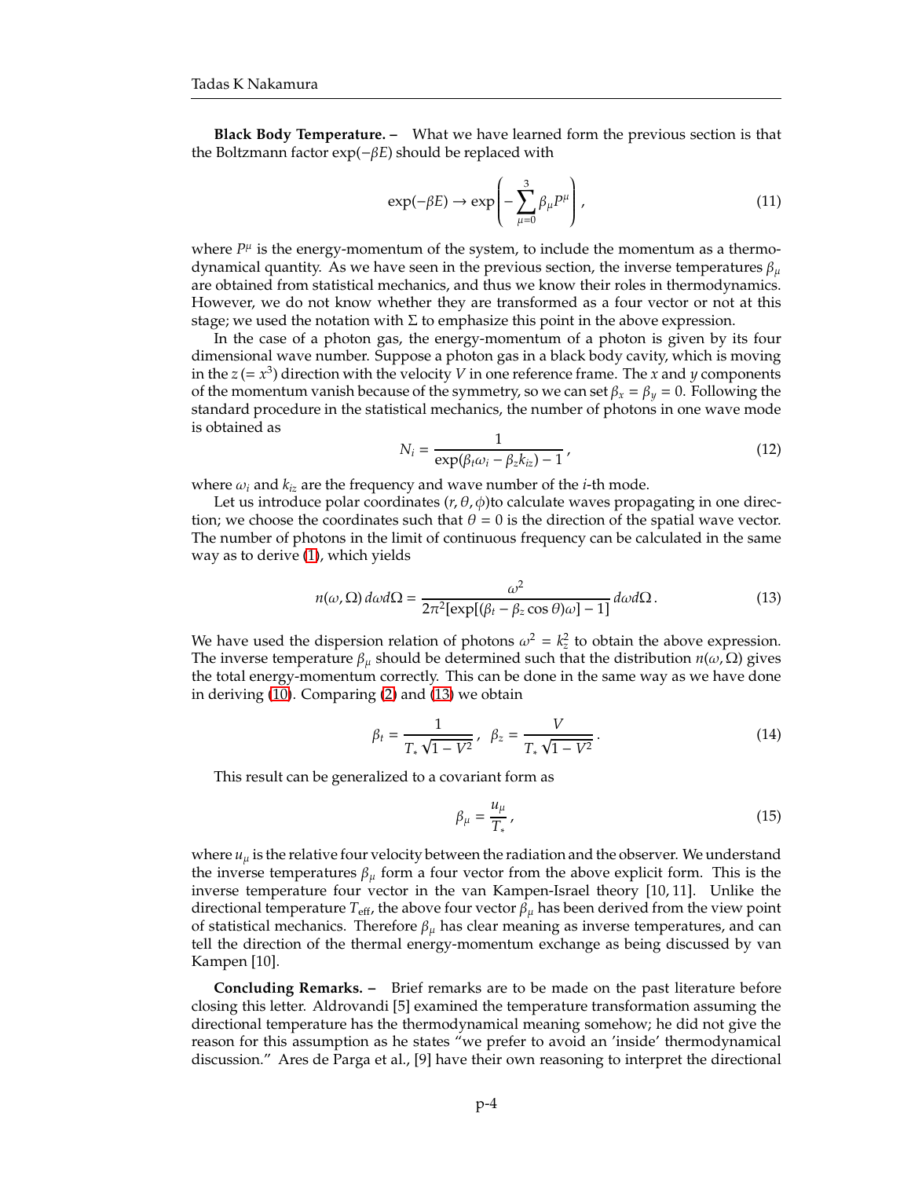**Black Body Temperature. –** What we have learned form the previous section is that the Boltzmann factor $\exp(-\beta E)$ should be replaced with

$$\exp(-\beta E) \to \exp\left(-\sum_{\mu=0}^{3} \beta_\mu P^\mu\right), \tag{11}$$

where $P^\mu$ is the energy-momentum of the system, to include the momentum as a thermodynamical quantity. As we have seen in the previous section, the inverse temperatures $\beta_\mu$ are obtained from statistical mechanics, and thus we know their roles in thermodynamics. However, we do not know whether they are transformed as a four vector or not at this stage; we used the notation with $\Sigma$ to emphasize this point in the above expression.

In the case of a photon gas, the energy-momentum of a photon is given by its four dimensional wave number. Suppose a photon gas in a black body cavity, which is moving in the $z\,(= x^3)$ direction with the velocity $V$ in one reference frame. The $x$ and $y$ components of the momentum vanish because of the symmetry, so we can set $\beta_x = \beta_y = 0$. Following the standard procedure in the statistical mechanics, the number of photons in one wave mode is obtained as

$$N_i = \frac{1}{\exp(\beta_t \omega_i - \beta_z k_{iz}) - 1}, \tag{12}$$

where $\omega_i$ and $k_{iz}$ are the frequency and wave number of the $i$-th mode.

Let us introduce polar coordinates $(r, \theta, \phi)$to calculate waves propagating in one direction; we choose the coordinates such that $\theta = 0$ is the direction of the spatial wave vector. The number of photons in the limit of continuous frequency can be calculated in the same way as to derive (1), which yields

$$n(\omega, \Omega)\, d\omega d\Omega = \frac{\omega^2}{2\pi^2[\exp[(\beta_t - \beta_z \cos\theta)\omega] - 1]}\, d\omega d\Omega\,. \tag{13}$$

We have used the dispersion relation of photons $\omega^2 = k_z^2$ to obtain the above expression. The inverse temperature $\beta_\mu$ should be determined such that the distribution $n(\omega, \Omega)$ gives the total energy-momentum correctly. This can be done in the same way as we have done in deriving (10). Comparing (2) and (13) we obtain

$$\beta_t = \frac{1}{T_* \sqrt{1 - V^2}}, \quad \beta_z = \frac{V}{T_* \sqrt{1 - V^2}}\,. \tag{14}$$

This result can be generalized to a covariant form as

$$\beta_\mu = \frac{u_\mu}{T_*}, \tag{15}$$

where $u_\mu$ is the relative four velocity between the radiation and the observer. We understand the inverse temperatures $\beta_\mu$ form a four vector from the above explicit form. This is the inverse temperature four vector in the van Kampen-Israel theory [10, 11]. Unlike the directional temperature $T_{\text{eff}}$, the above four vector $\beta_\mu$ has been derived from the view point of statistical mechanics. Therefore $\beta_\mu$ has clear meaning as inverse temperatures, and can tell the direction of the thermal energy-momentum exchange as being discussed by van Kampen [10].

**Concluding Remarks. –** Brief remarks are to be made on the past literature before closing this letter. Aldrovandi [5] examined the temperature transformation assuming the directional temperature has the thermodynamical meaning somehow; he did not give the reason for this assumption as he states "we prefer to avoid an 'inside' thermodynamical discussion." Ares de Parga et al., [9] have their own reasoning to interpret the directional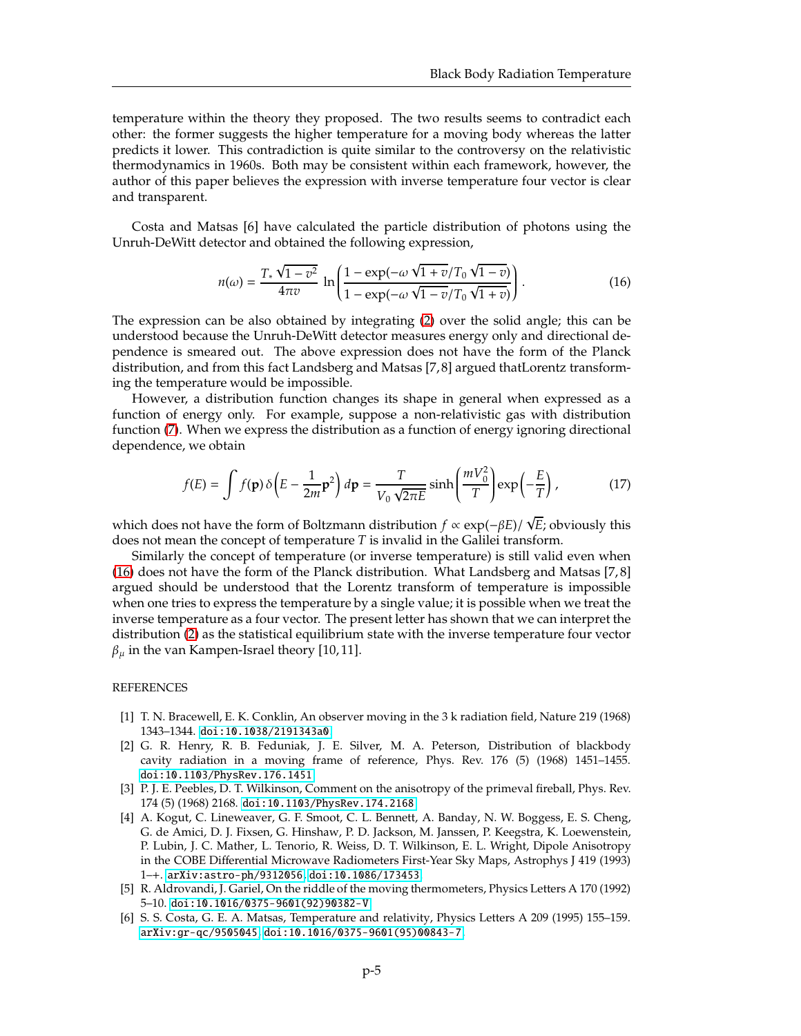temperature within the theory they proposed. The two results seems to contradict each other: the former suggests the higher temperature for a moving body whereas the latter predicts it lower. This contradiction is quite similar to the controversy on the relativistic thermodynamics in 1960s. Both may be consistent within each framework, however, the author of this paper believes the expression with inverse temperature four vector is clear and transparent.

Costa and Matsas [6] have calculated the particle distribution of photons using the Unruh-DeWitt detector and obtained the following expression,

$$n(\omega) = \frac{T_* \sqrt{1-v^2}}{4\pi v} \ln\left( \frac{1 - \exp(-\omega \sqrt{1+v}/T_0 \sqrt{1-v})}{1 - \exp(-\omega \sqrt{1-v}/T_0 \sqrt{1+v})} \right). \tag{16}$$

The expression can be also obtained by integrating (2) over the solid angle; this can be understood because the Unruh-DeWitt detector measures energy only and directional dependence is smeared out. The above expression does not have the form of the Planck distribution, and from this fact Landsberg and Matsas [7,8] argued thatLorentz transforming the temperature would be impossible.

However, a distribution function changes its shape in general when expressed as a function of energy only. For example, suppose a non-relativistic gas with distribution function (7). When we express the distribution as a function of energy ignoring directional dependence, we obtain

$$f(E) = \int f(\mathbf{p})\, \delta\left(E - \frac{1}{2m}\mathbf{p}^2\right) d\mathbf{p} = \frac{T}{V_0 \sqrt{2\pi E}} \sinh\left(\frac{mV_0^2}{T}\right) \exp\left(-\frac{E}{T}\right), \tag{17}$$

which does not have the form of Boltzmann distribution $f \propto \exp(-\beta E)/\sqrt{E}$; obviously this does not mean the concept of temperature $T$ is invalid in the Galilei transform.

Similarly the concept of temperature (or inverse temperature) is still valid even when (16) does not have the form of the Planck distribution. What Landsberg and Matsas [7,8] argued should be understood that the Lorentz transform of temperature is impossible when one tries to express the temperature by a single value; it is possible when we treat the inverse temperature as a four vector. The present letter has shown that we can interpret the distribution (2) as the statistical equilibrium state with the inverse temperature four vector $\beta_\mu$ in the van Kampen-Israel theory [10,11].

REFERENCES

- [1] T. N. Bracewell, E. K. Conklin, An observer moving in the 3 k radiation field, Nature 219 (1968) 1343–1344. doi:10.1038/2191343a0.
- [2] G. R. Henry, R. B. Feduniak, J. E. Silver, M. A. Peterson, Distribution of blackbody cavity radiation in a moving frame of reference, Phys. Rev. 176 (5) (1968) 1451–1455. doi:10.1103/PhysRev.176.1451.
- [3] P. J. E. Peebles, D. T. Wilkinson, Comment on the anisotropy of the primeval fireball, Phys. Rev. 174 (5) (1968) 2168. doi:10.1103/PhysRev.174.2168.
- [4] A. Kogut, C. Lineweaver, G. F. Smoot, C. L. Bennett, A. Banday, N. W. Boggess, E. S. Cheng, G. de Amici, D. J. Fixsen, G. Hinshaw, P. D. Jackson, M. Janssen, P. Keegstra, K. Loewenstein, P. Lubin, J. C. Mather, L. Tenorio, R. Weiss, D. T. Wilkinson, E. L. Wright, Dipole Anisotropy in the COBE Differential Microwave Radiometers First-Year Sky Maps, Astrophys J 419 (1993) 1–+. arXiv:astro-ph/9312056, doi:10.1086/173453.
- [5] R. Aldrovandi, J. Gariel, On the riddle of the moving thermometers, Physics Letters A 170 (1992) 5–10. doi:10.1016/0375-9601(92)90382-V.
- [6] S. S. Costa, G. E. A. Matsas, Temperature and relativity, Physics Letters A 209 (1995) 155–159. arXiv:gr-qc/9505045, doi:10.1016/0375-9601(95)00843-7.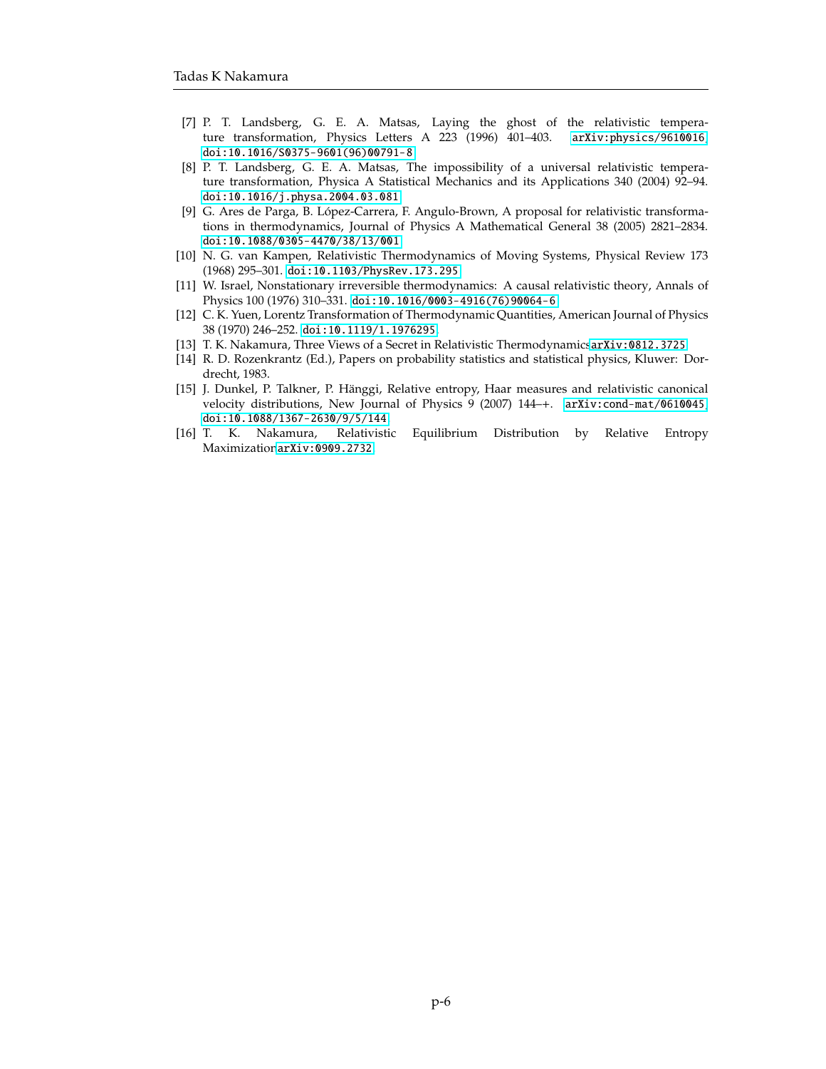[7] P. T. Landsberg, G. E. A. Matsas, Laying the ghost of the relativistic temperature transformation, Physics Letters A 223 (1996) 401–403. arXiv:physics/9610016, doi:10.1016/S0375-9601(96)00791-8

[8] P. T. Landsberg, G. E. A. Matsas, The impossibility of a universal relativistic temperature transformation, Physica A Statistical Mechanics and its Applications 340 (2004) 92–94. doi:10.1016/j.physa.2004.03.081

[9] G. Ares de Parga, B. López-Carrera, F. Angulo-Brown, A proposal for relativistic transformations in thermodynamics, Journal of Physics A Mathematical General 38 (2005) 2821–2834. doi:10.1088/0305-4470/38/13/001

[10] N. G. van Kampen, Relativistic Thermodynamics of Moving Systems, Physical Review 173 (1968) 295–301. doi:10.1103/PhysRev.173.295

[11] W. Israel, Nonstationary irreversible thermodynamics: A causal relativistic theory, Annals of Physics 100 (1976) 310–331. doi:10.1016/0003-4916(76)90064-6

[12] C. K. Yuen, Lorentz Transformation of Thermodynamic Quantities, American Journal of Physics 38 (1970) 246–252. doi:10.1119/1.1976295

[13] T. K. Nakamura, Three Views of a Secret in Relativistic Thermodynamicsarxiv:0812.3725

[14] R. D. Rozenkrantz (Ed.), Papers on probability statistics and statistical physics, Kluwer: Dordrecht, 1983.

[15] J. Dunkel, P. Talkner, P. Hänggi, Relative entropy, Haar measures and relativistic canonical velocity distributions, New Journal of Physics 9 (2007) 144–+. arXiv:cond-mat/0610045, doi:10.1088/1367-2630/9/5/144

[16] T. K. Nakamura, Relativistic Equilibrium Distribution by Relative Entropy MaximizationarXiv:0909.2732